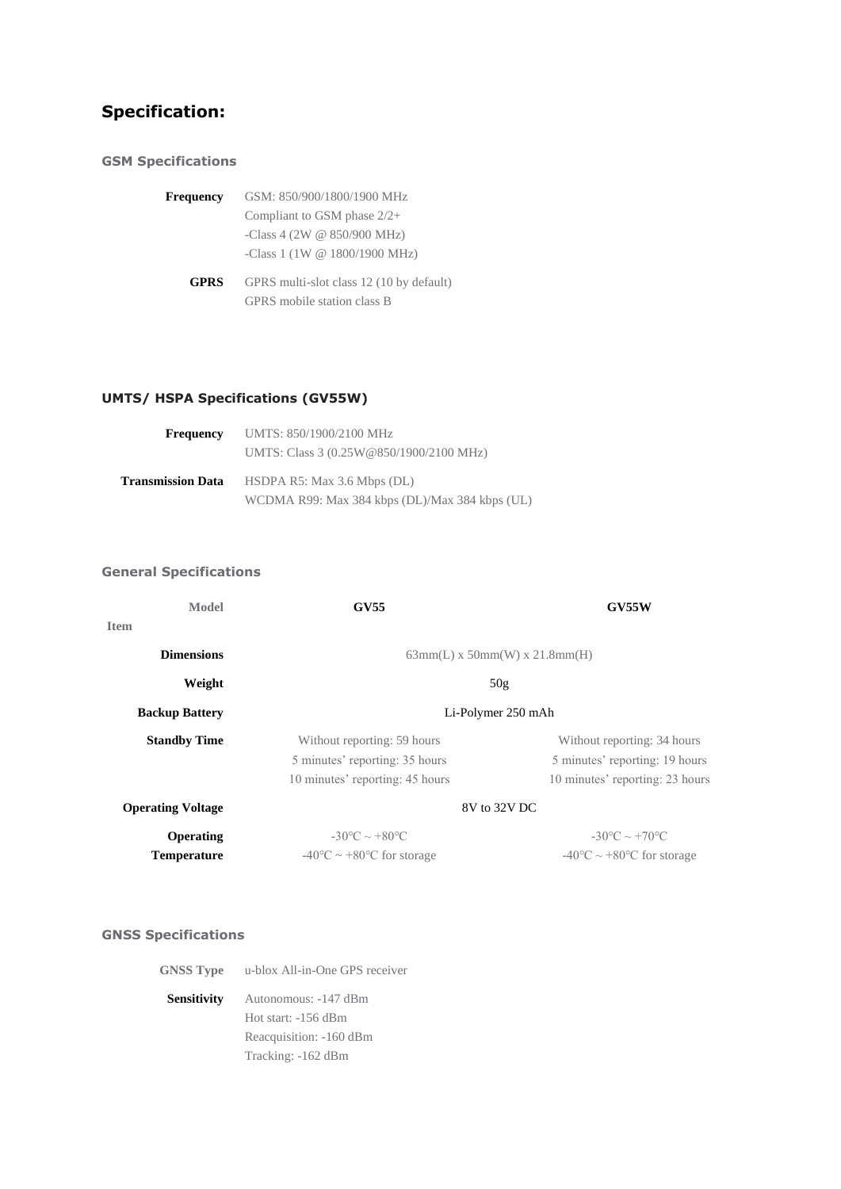## Specification:

### GSM Specifications

| | |
|---|---|
| **Frequency** | GSM: 850/900/1800/1900 MHz<br>Compliant to GSM phase 2/2+<br>-Class 4 (2W @ 850/900 MHz)<br>-Class 1 (1W @ 1800/1900 MHz) |
| **GPRS** | GPRS multi-slot class 12 (10 by default)<br>GPRS mobile station class B |

### UMTS/ HSPA Specifications (GV55W)

| | |
|---|---|
| **Frequency** | UMTS: 850/1900/2100 MHz<br>UMTS: Class 3 (0.25W@850/1900/2100 MHz) |
| **Transmission Data** | HSDPA R5: Max 3.6 Mbps (DL)<br>WCDMA R99: Max 384 kbps (DL)/Max 384 kbps (UL) |

### General Specifications

| Model / Item | GV55 | GV55W |
|---|---|---|
| **Dimensions** | 63mm(L) x 50mm(W) x 21.8mm(H) | |
| **Weight** | 50g | |
| **Backup Battery** | Li-Polymer 250 mAh | |
| **Standby Time** | Without reporting: 59 hours<br>5 minutes' reporting: 35 hours<br>10 minutes' reporting: 45 hours | Without reporting: 34 hours<br>5 minutes' reporting: 19 hours<br>10 minutes' reporting: 23 hours |
| **Operating Voltage** | 8V to 32V DC | |
| **Operating Temperature** | -30℃ ~ +80℃<br>-40℃ ~ +80℃ for storage | -30℃ ~ +70℃<br>-40℃ ~ +80℃ for storage |

### GNSS Specifications

| | |
|---|---|
| **GNSS Type** | u-blox All-in-One GPS receiver |
| **Sensitivity** | Autonomous: -147 dBm<br>Hot start: -156 dBm<br>Reacquisition: -160 dBm<br>Tracking: -162 dBm |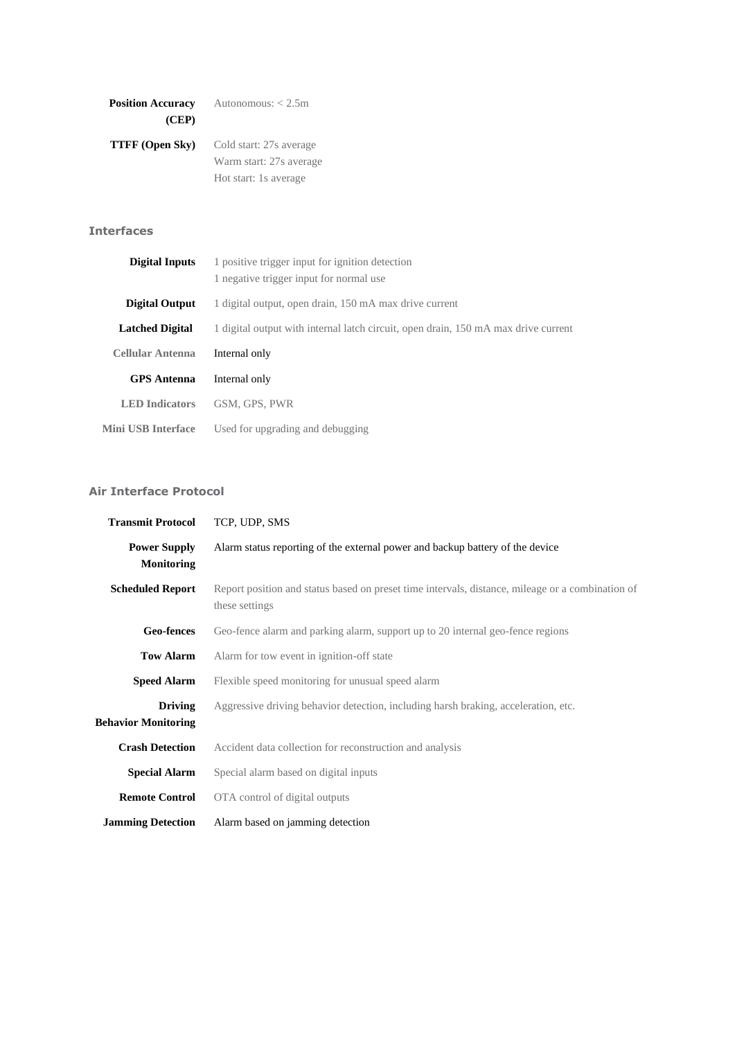| | |
|---|---|
| **Position Accuracy (CEP)** | Autonomous: < 2.5m |
| **TTFF (Open Sky)** | Cold start: 27s average<br>Warm start: 27s average<br>Hot start: 1s average |

### Interfaces

| | |
|---|---|
| **Digital Inputs** | 1 positive trigger input for ignition detection<br>1 negative trigger input for normal use |
| **Digital Output** | 1 digital output, open drain, 150 mA max drive current |
| **Latched Digital** | 1 digital output with internal latch circuit, open drain, 150 mA max drive current |
| **Cellular Antenna** | Internal only |
| **GPS Antenna** | Internal only |
| **LED Indicators** | GSM, GPS, PWR |
| **Mini USB Interface** | Used for upgrading and debugging |

### Air Interface Protocol

| | |
|---|---|
| **Transmit Protocol** | TCP, UDP, SMS |
| **Power Supply Monitoring** | Alarm status reporting of the external power and backup battery of the device |
| **Scheduled Report** | Report position and status based on preset time intervals, distance, mileage or a combination of these settings |
| **Geo-fences** | Geo-fence alarm and parking alarm, support up to 20 internal geo-fence regions |
| **Tow Alarm** | Alarm for tow event in ignition-off state |
| **Speed Alarm** | Flexible speed monitoring for unusual speed alarm |
| **Driving Behavior Monitoring** | Aggressive driving behavior detection, including harsh braking, acceleration, etc. |
| **Crash Detection** | Accident data collection for reconstruction and analysis |
| **Special Alarm** | Special alarm based on digital inputs |
| **Remote Control** | OTA control of digital outputs |
| **Jamming Detection** | Alarm based on jamming detection |